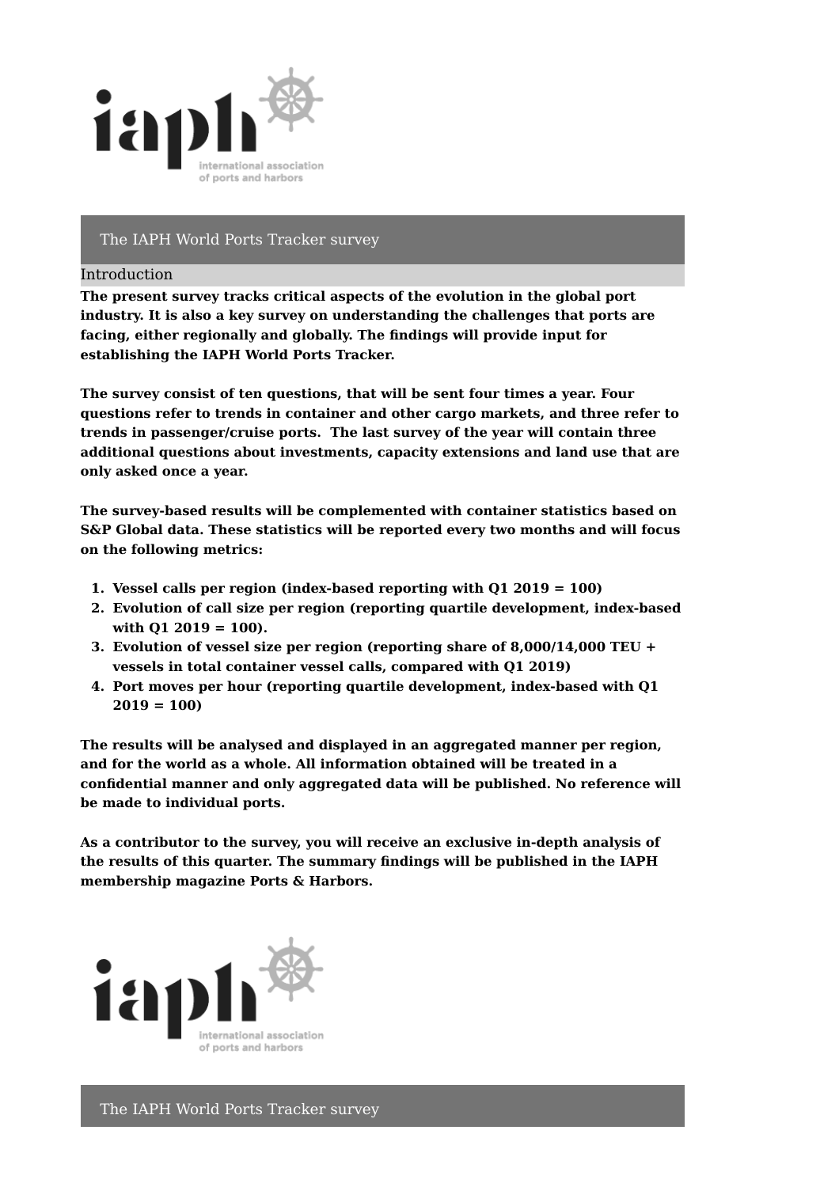# The IAPH World Ports Tracker survey

## Introduction

**The present survey tracks critical aspects of the evolution in the global port industry. It is also a key survey on understanding the challenges that ports are facing, either regionally and globally. The findings will provide input for establishing the IAPH World Ports Tracker.**

**The survey consist of ten questions, that will be sent four times a year. Four questions refer to trends in container and other cargo markets, and three refer to trends in passenger/cruise ports. The last survey of the year will contain three additional questions about investments, capacity extensions and land use that are only asked once a year.**

**The survey-based results will be complemented with container statistics based on S&P Global data. These statistics will be reported every two months and will focus on the following metrics:**

1. **Vessel calls per region (index-based reporting with Q1 2019 = 100)**
2. **Evolution of call size per region (reporting quartile development, index-based with Q1 2019 = 100).**
3. **Evolution of vessel size per region (reporting share of 8,000/14,000 TEU + vessels in total container vessel calls, compared with Q1 2019)**
4. **Port moves per hour (reporting quartile development, index-based with Q1 2019 = 100)**

**The results will be analysed and displayed in an aggregated manner per region, and for the world as a whole. All information obtained will be treated in a confidential manner and only aggregated data will be published. No reference will be made to individual ports.**

**As a contributor to the survey, you will receive an exclusive in-depth analysis of the results of this quarter. The summary findings will be published in the IAPH membership magazine Ports & Harbors.**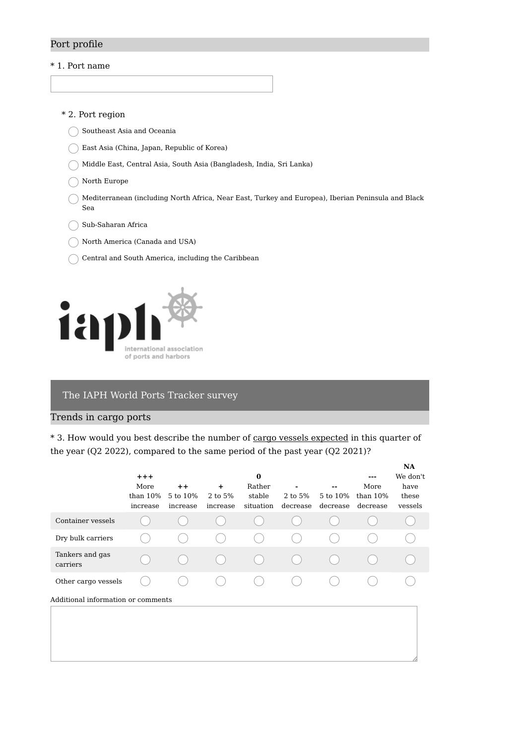## Port profile

* 1. Port name

* 2. Port region

- Southeast Asia and Oceania
- East Asia (China, Japan, Republic of Korea)
- Middle East, Central Asia, South Asia (Bangladesh, India, Sri Lanka)
- North Europe
- Mediterranean (including North Africa, Near East, Turkey and Europea), Iberian Peninsula and Black Sea
- Sub-Saharan Africa
- North America (Canada and USA)
- Central and South America, including the Caribbean

# The IAPH World Ports Tracker survey

## Trends in cargo ports

* 3. How would you best describe the number of cargo vessels expected in this quarter of the year (Q2 2022), compared to the same period of the past year (Q2 2021)?

| | **+++** More than 10% increase | **++** 5 to 10% increase | **+** 2 to 5% increase | **0** Rather stable situation | **-** 2 to 5% decrease | **--** 5 to 10% decrease | **---** More than 10% decrease | **NA** We don't have these vessels |
|---|---|---|---|---|---|---|---|---|
| Container vessels | | | | | | | | |
| Dry bulk carriers | | | | | | | | |
| Tankers and gas carriers | | | | | | | | |
| Other cargo vessels | | | | | | | | |

Additional information or comments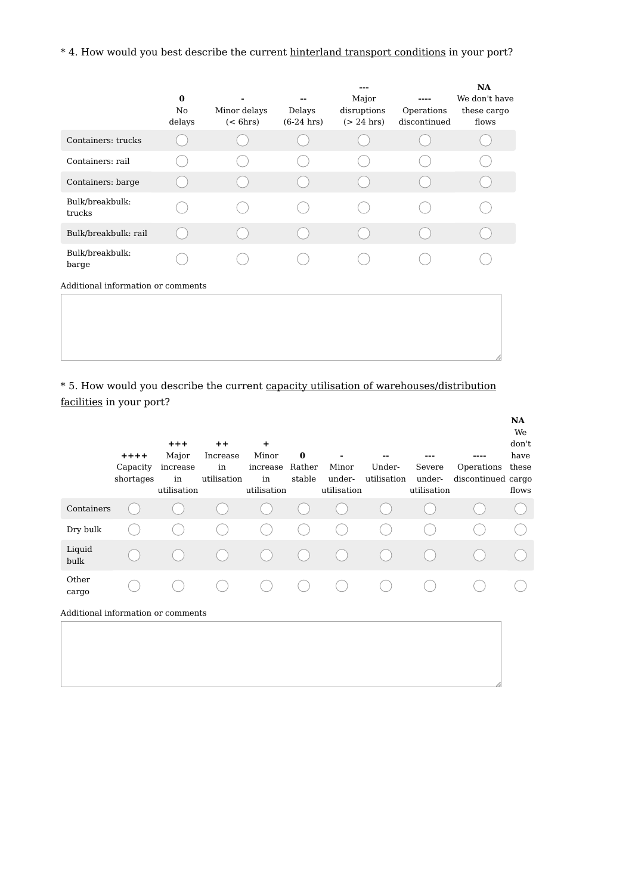* 4. How would you best describe the current <u>hinterland transport conditions</u> in your port?

| | **0** No delays | **-** Minor delays (< 6hrs) | **--** Delays (6-24 hrs) | **---** Major disruptions (> 24 hrs) | **----** Operations discontinued | **NA** We don't have these cargo flows |
|---|---|---|---|---|---|---|
| Containers: trucks | ○ | ○ | ○ | ○ | ○ | ○ |
| Containers: rail | ○ | ○ | ○ | ○ | ○ | ○ |
| Containers: barge | ○ | ○ | ○ | ○ | ○ | ○ |
| Bulk/breakbulk: trucks | ○ | ○ | ○ | ○ | ○ | ○ |
| Bulk/breakbulk: rail | ○ | ○ | ○ | ○ | ○ | ○ |
| Bulk/breakbulk: barge | ○ | ○ | ○ | ○ | ○ | ○ |

Additional information or comments

* 5. How would you describe the current <u>capacity utilisation of warehouses/distribution facilities</u> in your port?

| | **++++** Capacity shortages | **+++** Major increase in utilisation | **++** Increase in utilisation | **+** Minor increase in utilisation | **0** Rather stable | **-** Minor under-utilisation | **--** Under-utilisation | **---** Severe under-utilisation | **----** Operations discontinued | **NA** We don't have these cargo flows |
|---|---|---|---|---|---|---|---|---|---|---|
| Containers | ○ | ○ | ○ | ○ | ○ | ○ | ○ | ○ | ○ | ○ |
| Dry bulk | ○ | ○ | ○ | ○ | ○ | ○ | ○ | ○ | ○ | ○ |
| Liquid bulk | ○ | ○ | ○ | ○ | ○ | ○ | ○ | ○ | ○ | ○ |
| Other cargo | ○ | ○ | ○ | ○ | ○ | ○ | ○ | ○ | ○ | ○ |

Additional information or comments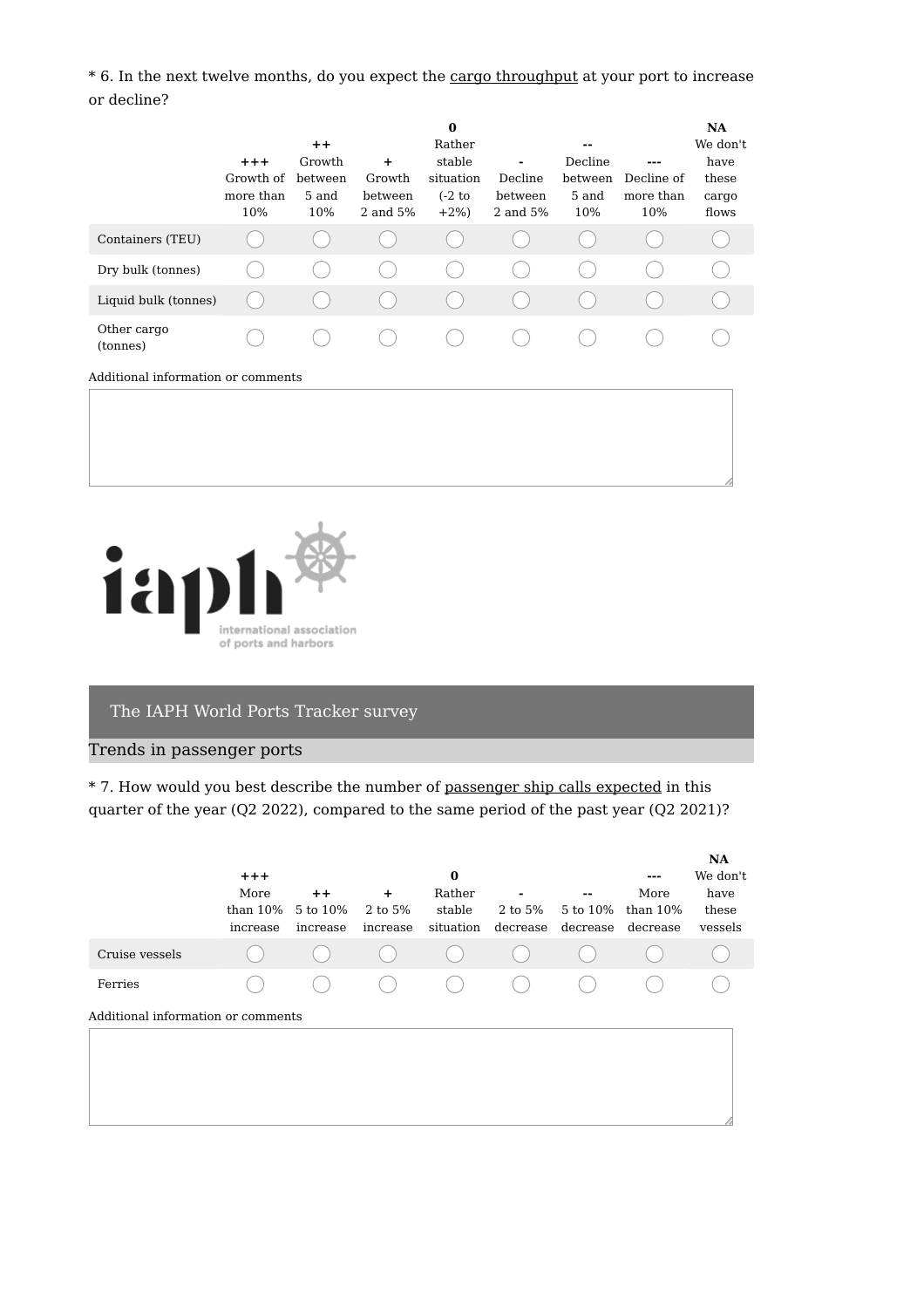* 6. In the next twelve months, do you expect the cargo throughput at your port to increase or decline?

| | **+++** Growth of more than 10% | **++** Growth between 5 and 10% | **+** Growth between 2 and 5% | **0** Rather stable situation (-2 to +2%) | **-** Decline between 2 and 5% | **--** Decline between 5 and 10% | **---** Decline of more than 10% | **NA** We don't have these cargo flows |
|---|---|---|---|---|---|---|---|---|
| Containers (TEU) | ○ | ○ | ○ | ○ | ○ | ○ | ○ | ○ |
| Dry bulk (tonnes) | ○ | ○ | ○ | ○ | ○ | ○ | ○ | ○ |
| Liquid bulk (tonnes) | ○ | ○ | ○ | ○ | ○ | ○ | ○ | ○ |
| Other cargo (tonnes) | ○ | ○ | ○ | ○ | ○ | ○ | ○ | ○ |

Additional information or comments

iaph international association of ports and harbors

## The IAPH World Ports Tracker survey

### Trends in passenger ports

* 7. How would you best describe the number of passenger ship calls expected in this quarter of the year (Q2 2022), compared to the same period of the past year (Q2 2021)?

| | **+++** More than 10% increase | **++** 5 to 10% increase | **+** 2 to 5% increase | **0** Rather stable situation | **-** 2 to 5% decrease | **--** 5 to 10% decrease | **---** More than 10% decrease | **NA** We don't have these vessels |
|---|---|---|---|---|---|---|---|---|
| Cruise vessels | ○ | ○ | ○ | ○ | ○ | ○ | ○ | ○ |
| Ferries | ○ | ○ | ○ | ○ | ○ | ○ | ○ | ○ |

Additional information or comments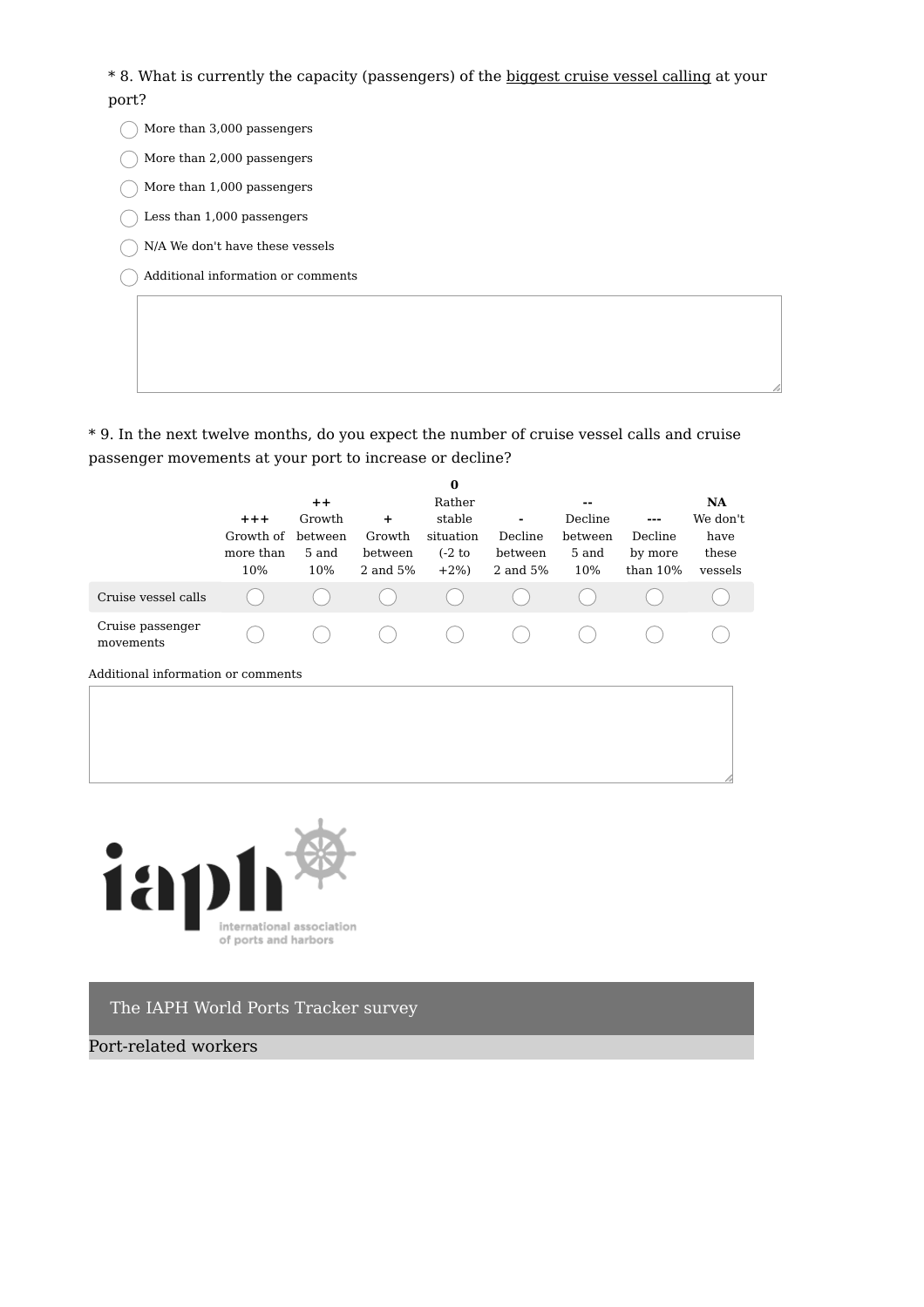* 8. What is currently the capacity (passengers) of the biggest cruise vessel calling at your port?

- More than 3,000 passengers
- More than 2,000 passengers
- More than 1,000 passengers
- Less than 1,000 passengers
- N/A We don't have these vessels
- Additional information or comments

* 9. In the next twelve months, do you expect the number of cruise vessel calls and cruise passenger movements at your port to increase or decline?

| | **+++** Growth of more than 10% | **++** Growth between 5 and 10% | **+** Growth between 2 and 5% | **0** Rather stable situation (-2 to +2%) | **-** Decline between 2 and 5% | **--** Decline between 5 and 10% | **---** Decline by more than 10% | **NA** We don't have these vessels |
|---|---|---|---|---|---|---|---|---|
| Cruise vessel calls | ○ | ○ | ○ | ○ | ○ | ○ | ○ | ○ |
| Cruise passenger movements | ○ | ○ | ○ | ○ | ○ | ○ | ○ | ○ |

Additional information or comments

iaph international association of ports and harbors

## The IAPH World Ports Tracker survey

### Port-related workers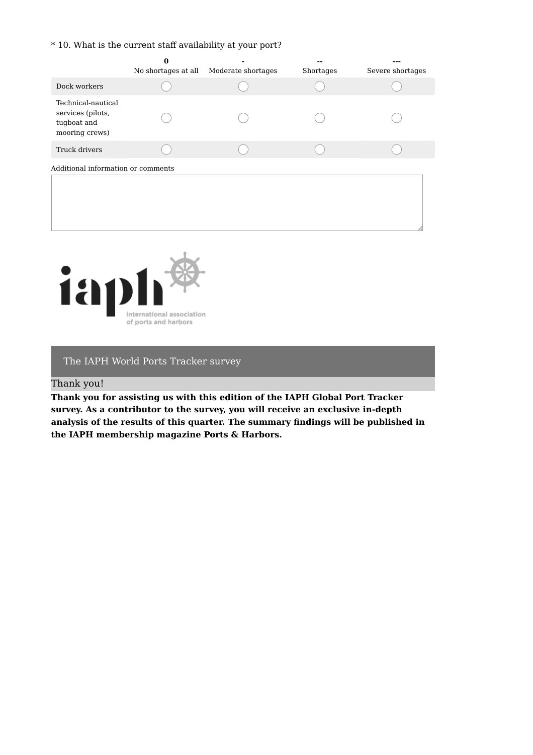\* 10. What is the current staff availability at your port?

| | 0<br>No shortages at all | -<br>Moderate shortages | --<br>Shortages | ---<br>Severe shortages |
|---|---|---|---|---|
| Dock workers | ◯ | ◯ | ◯ | ◯ |
| Technical-nautical services (pilots, tugboat and mooring crews) | ◯ | ◯ | ◯ | ◯ |
| Truck drivers | ◯ | ◯ | ◯ | ◯ |

Additional information or comments

## The IAPH World Ports Tracker survey

Thank you!

**Thank you for assisting us with this edition of the IAPH Global Port Tracker survey. As a contributor to the survey, you will receive an exclusive in-depth analysis of the results of this quarter. The summary findings will be published in the IAPH membership magazine Ports & Harbors.**